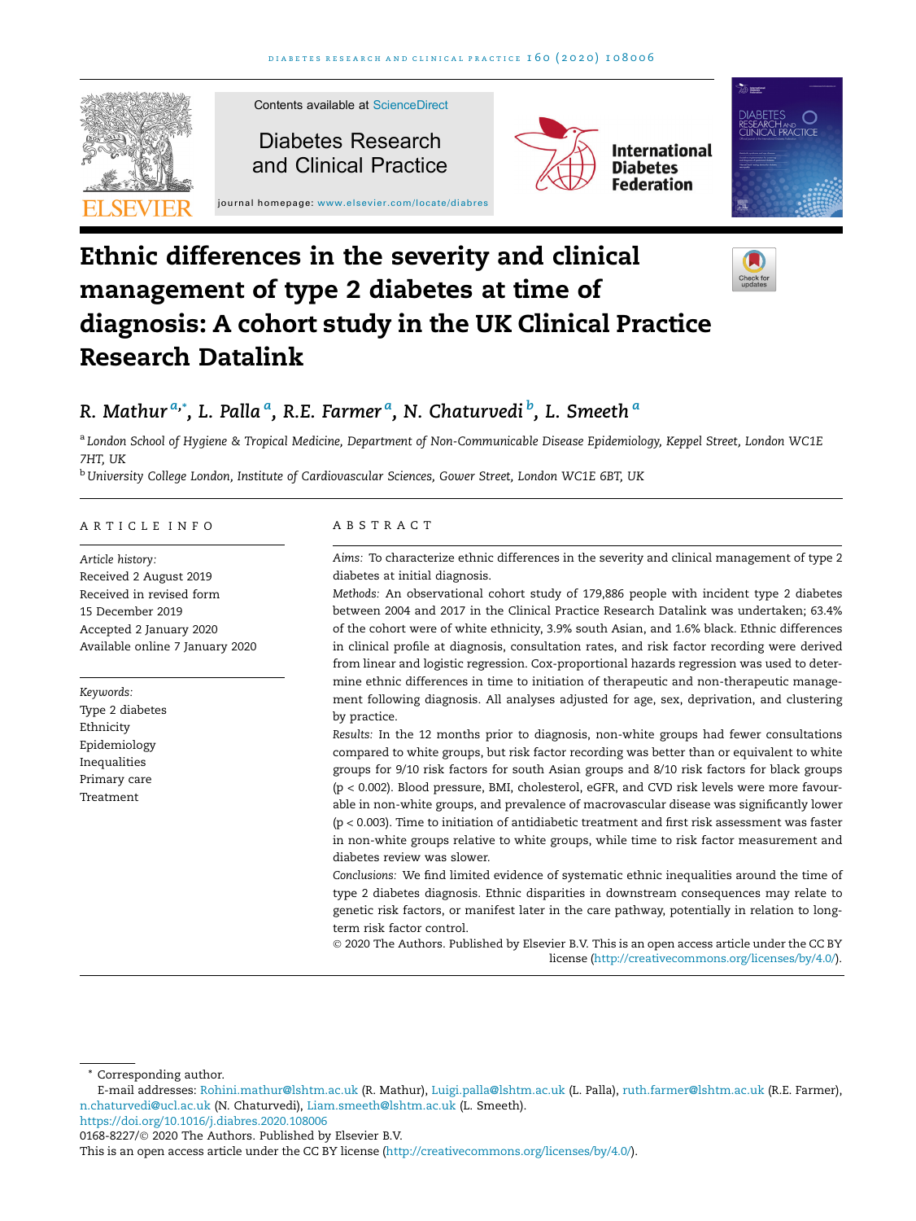# Ethnic differences in the severity and clinical management of type 2 diabetes at time of diagnosis: A cohort study in the UK Clinical Practice Research Datalink

*R. Mathur*[a,*], *L. Palla*[a], *R.E. Farmer*[a], *N. Chaturvedi*[b], *L. Smeeth*[a]

[a] *London School of Hygiene & Tropical Medicine, Department of Non-Communicable Disease Epidemiology, Keppel Street, London WC1E 7HT, UK*

[b] *University College London, Institute of Cardiovascular Sciences, Gower Street, London WC1E 6BT, UK*

## ARTICLE INFO

*Article history:*
Received 2 August 2019
Received in revised form
15 December 2019
Accepted 2 January 2020
Available online 7 January 2020

*Keywords:*
Type 2 diabetes
Ethnicity
Epidemiology
Inequalities
Primary care
Treatment

## ABSTRACT

*Aims:* To characterize ethnic differences in the severity and clinical management of type 2 diabetes at initial diagnosis.

*Methods:* An observational cohort study of 179,886 people with incident type 2 diabetes between 2004 and 2017 in the Clinical Practice Research Datalink was undertaken; 63.4% of the cohort were of white ethnicity, 3.9% south Asian, and 1.6% black. Ethnic differences in clinical profile at diagnosis, consultation rates, and risk factor recording were derived from linear and logistic regression. Cox-proportional hazards regression was used to determine ethnic differences in time to initiation of therapeutic and non-therapeutic management following diagnosis. All analyses adjusted for age, sex, deprivation, and clustering by practice.

*Results:* In the 12 months prior to diagnosis, non-white groups had fewer consultations compared to white groups, but risk factor recording was better than or equivalent to white groups for 9/10 risk factors for south Asian groups and 8/10 risk factors for black groups ($p < 0.002$). Blood pressure, BMI, cholesterol, eGFR, and CVD risk levels were more favourable in non-white groups, and prevalence of macrovascular disease was significantly lower ($p < 0.003$). Time to initiation of antidiabetic treatment and first risk assessment was faster in non-white groups relative to white groups, while time to risk factor measurement and diabetes review was slower.

*Conclusions:* We find limited evidence of systematic ethnic inequalities around the time of type 2 diabetes diagnosis. Ethnic disparities in downstream consequences may relate to genetic risk factors, or manifest later in the care pathway, potentially in relation to long-term risk factor control.

© 2020 The Authors. Published by Elsevier B.V. This is an open access article under the CC BY license (http://creativecommons.org/licenses/by/4.0/).

---

* Corresponding author.
E-mail addresses: Rohini.mathur@lshtm.ac.uk (R. Mathur), Luigi.palla@lshtm.ac.uk (L. Palla), ruth.farmer@lshtm.ac.uk (R.E. Farmer), n.chaturvedi@ucl.ac.uk (N. Chaturvedi), Liam.smeeth@lshtm.ac.uk (L. Smeeth).
https://doi.org/10.1016/j.diabres.2020.108006
0168-8227/© 2020 The Authors. Published by Elsevier B.V.
This is an open access article under the CC BY license (http://creativecommons.org/licenses/by/4.0/).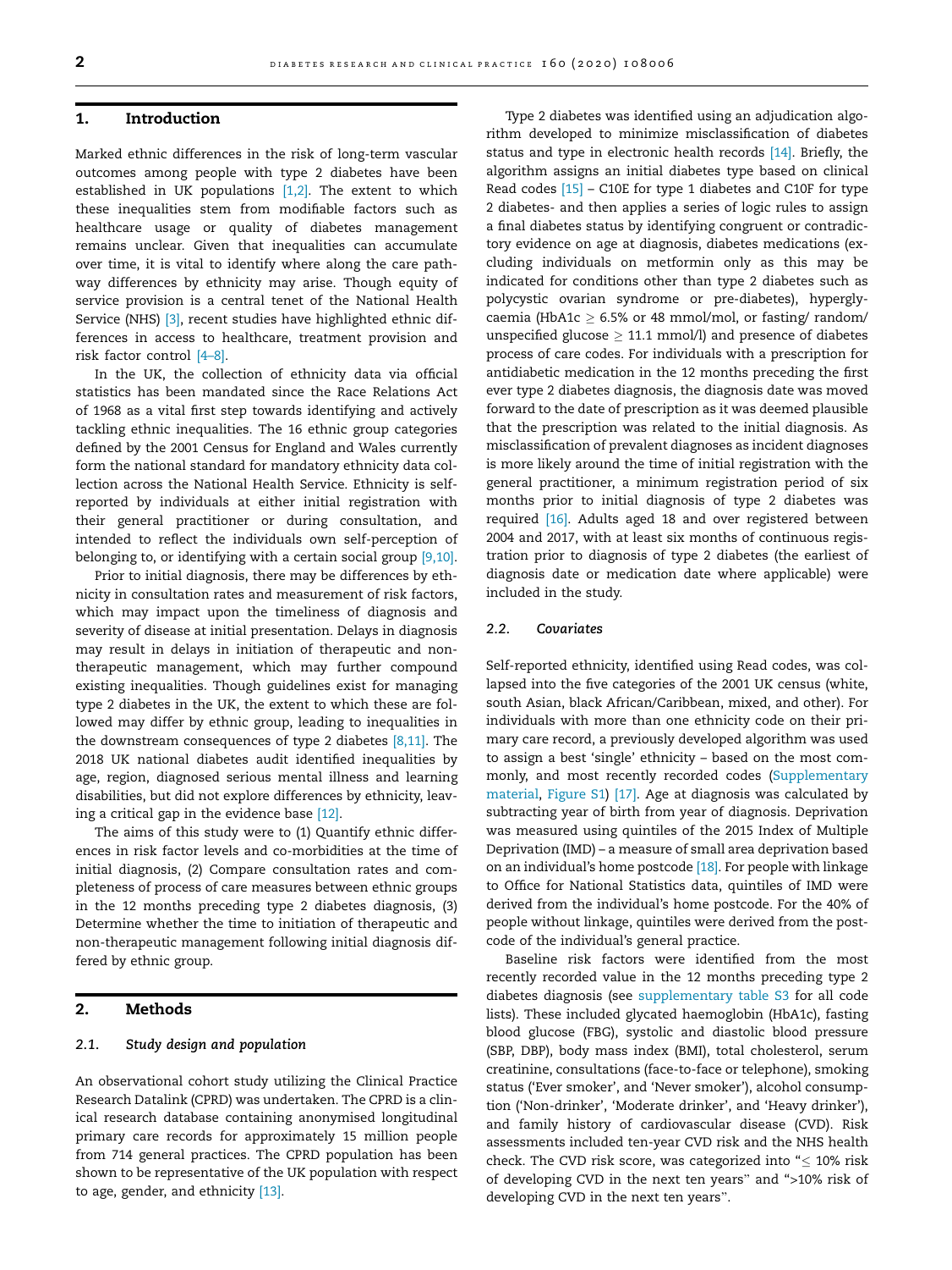## 1. Introduction

Marked ethnic differences in the risk of long-term vascular outcomes among people with type 2 diabetes have been established in UK populations [1,2]. The extent to which these inequalities stem from modifiable factors such as healthcare usage or quality of diabetes management remains unclear. Given that inequalities can accumulate over time, it is vital to identify where along the care pathway differences by ethnicity may arise. Though equity of service provision is a central tenet of the National Health Service (NHS) [3], recent studies have highlighted ethnic differences in access to healthcare, treatment provision and risk factor control [4–8].

In the UK, the collection of ethnicity data via official statistics has been mandated since the Race Relations Act of 1968 as a vital first step towards identifying and actively tackling ethnic inequalities. The 16 ethnic group categories defined by the 2001 Census for England and Wales currently form the national standard for mandatory ethnicity data collection across the National Health Service. Ethnicity is self-reported by individuals at either initial registration with their general practitioner or during consultation, and intended to reflect the individuals own self-perception of belonging to, or identifying with a certain social group [9,10].

Prior to initial diagnosis, there may be differences by ethnicity in consultation rates and measurement of risk factors, which may impact upon the timeliness of diagnosis and severity of disease at initial presentation. Delays in diagnosis may result in delays in initiation of therapeutic and non-therapeutic management, which may further compound existing inequalities. Though guidelines exist for managing type 2 diabetes in the UK, the extent to which these are followed may differ by ethnic group, leading to inequalities in the downstream consequences of type 2 diabetes [8,11]. The 2018 UK national diabetes audit identified inequalities by age, region, diagnosed serious mental illness and learning disabilities, but did not explore differences by ethnicity, leaving a critical gap in the evidence base [12].

The aims of this study were to (1) Quantify ethnic differences in risk factor levels and co-morbidities at the time of initial diagnosis, (2) Compare consultation rates and completeness of process of care measures between ethnic groups in the 12 months preceding type 2 diabetes diagnosis, (3) Determine whether the time to initiation of therapeutic and non-therapeutic management following initial diagnosis differed by ethnic group.

## 2. Methods

### 2.1. Study design and population

An observational cohort study utilizing the Clinical Practice Research Datalink (CPRD) was undertaken. The CPRD is a clinical research database containing anonymised longitudinal primary care records for approximately 15 million people from 714 general practices. The CPRD population has been shown to be representative of the UK population with respect to age, gender, and ethnicity [13].

Type 2 diabetes was identified using an adjudication algorithm developed to minimize misclassification of diabetes status and type in electronic health records [14]. Briefly, the algorithm assigns an initial diabetes type based on clinical Read codes [15] – C10E for type 1 diabetes and C10F for type 2 diabetes- and then applies a series of logic rules to assign a final diabetes status by identifying congruent or contradictory evidence on age at diagnosis, diabetes medications (excluding individuals on metformin only as this may be indicated for conditions other than type 2 diabetes such as polycystic ovarian syndrome or pre-diabetes), hyperglycaemia (HbA1c ≥ 6.5% or 48 mmol/mol, or fasting/ random/ unspecified glucose ≥ 11.1 mmol/l) and presence of diabetes process of care codes. For individuals with a prescription for antidiabetic medication in the 12 months preceding the first ever type 2 diabetes diagnosis, the diagnosis date was moved forward to the date of prescription as it was deemed plausible that the prescription was related to the initial diagnosis. As misclassification of prevalent diagnoses as incident diagnoses is more likely around the time of initial registration with the general practitioner, a minimum registration period of six months prior to initial diagnosis of type 2 diabetes was required [16]. Adults aged 18 and over registered between 2004 and 2017, with at least six months of continuous registration prior to diagnosis of type 2 diabetes (the earliest of diagnosis date or medication date where applicable) were included in the study.

### 2.2. Covariates

Self-reported ethnicity, identified using Read codes, was collapsed into the five categories of the 2001 UK census (white, south Asian, black African/Caribbean, mixed, and other). For individuals with more than one ethnicity code on their primary care record, a previously developed algorithm was used to assign a best 'single' ethnicity – based on the most commonly, and most recently recorded codes (Supplementary material, Figure S1) [17]. Age at diagnosis was calculated by subtracting year of birth from year of diagnosis. Deprivation was measured using quintiles of the 2015 Index of Multiple Deprivation (IMD) – a measure of small area deprivation based on an individual's home postcode [18]. For people with linkage to Office for National Statistics data, quintiles of IMD were derived from the individual's home postcode. For the 40% of people without linkage, quintiles were derived from the postcode of the individual's general practice.

Baseline risk factors were identified from the most recently recorded value in the 12 months preceding type 2 diabetes diagnosis (see supplementary table S3 for all code lists). These included glycated haemoglobin (HbA1c), fasting blood glucose (FBG), systolic and diastolic blood pressure (SBP, DBP), body mass index (BMI), total cholesterol, serum creatinine, consultations (face-to-face or telephone), smoking status ('Ever smoker', and 'Never smoker'), alcohol consumption ('Non-drinker', 'Moderate drinker', and 'Heavy drinker'), and family history of cardiovascular disease (CVD). Risk assessments included ten-year CVD risk and the NHS health check. The CVD risk score, was categorized into "≤ 10% risk of developing CVD in the next ten years" and ">10% risk of developing CVD in the next ten years".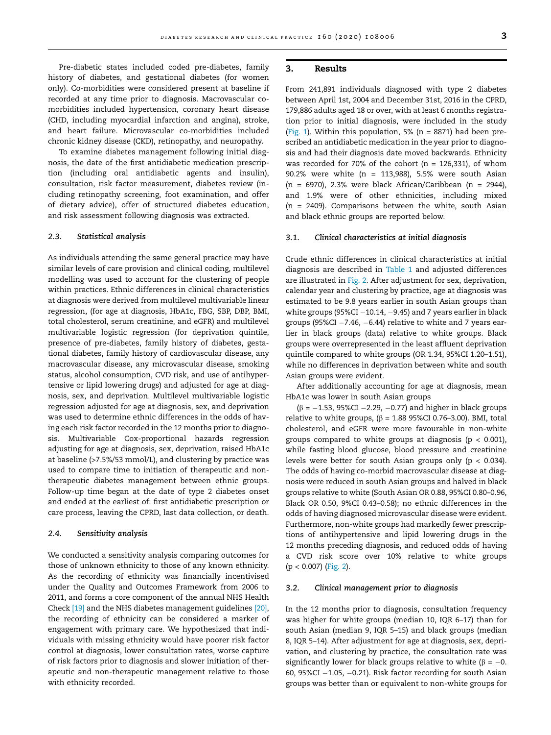Pre-diabetic states included coded pre-diabetes, family history of diabetes, and gestational diabetes (for women only). Co-morbidities were considered present at baseline if recorded at any time prior to diagnosis. Macrovascular co-morbidities included hypertension, coronary heart disease (CHD, including myocardial infarction and angina), stroke, and heart failure. Microvascular co-morbidities included chronic kidney disease (CKD), retinopathy, and neuropathy.

To examine diabetes management following initial diagnosis, the date of the first antidiabetic medication prescription (including oral antidiabetic agents and insulin), consultation, risk factor measurement, diabetes review (including retinopathy screening, foot examination, and offer of dietary advice), offer of structured diabetes education, and risk assessment following diagnosis was extracted.

### 2.3. Statistical analysis

As individuals attending the same general practice may have similar levels of care provision and clinical coding, multilevel modelling was used to account for the clustering of people within practices. Ethnic differences in clinical characteristics at diagnosis were derived from multilevel multivariable linear regression, (for age at diagnosis, HbA1c, FBG, SBP, DBP, BMI, total cholesterol, serum creatinine, and eGFR) and multilevel multivariable logistic regression (for deprivation quintile, presence of pre-diabetes, family history of diabetes, gestational diabetes, family history of cardiovascular disease, any macrovascular disease, any microvascular disease, smoking status, alcohol consumption, CVD risk, and use of antihypertensive or lipid lowering drugs) and adjusted for age at diagnosis, sex, and deprivation. Multilevel multivariable logistic regression adjusted for age at diagnosis, sex, and deprivation was used to determine ethnic differences in the odds of having each risk factor recorded in the 12 months prior to diagnosis. Multivariable Cox-proportional hazards regression adjusting for age at diagnosis, sex, deprivation, raised HbA1c at baseline (>7.5%/53 mmol/L), and clustering by practice was used to compare time to initiation of therapeutic and non-therapeutic diabetes management between ethnic groups. Follow-up time began at the date of type 2 diabetes onset and ended at the earliest of: first antidiabetic prescription or care process, leaving the CPRD, last data collection, or death.

### 2.4. Sensitivity analysis

We conducted a sensitivity analysis comparing outcomes for those of unknown ethnicity to those of any known ethnicity. As the recording of ethnicity was financially incentivised under the Quality and Outcomes Framework from 2006 to 2011, and forms a core component of the annual NHS Health Check [19] and the NHS diabetes management guidelines [20], the recording of ethnicity can be considered a marker of engagement with primary care. We hypothesized that individuals with missing ethnicity would have poorer risk factor control at diagnosis, lower consultation rates, worse capture of risk factors prior to diagnosis and slower initiation of therapeutic and non-therapeutic management relative to those with ethnicity recorded.

## 3. Results

From 241,891 individuals diagnosed with type 2 diabetes between April 1st, 2004 and December 31st, 2016 in the CPRD, 179,886 adults aged 18 or over, with at least 6 months registration prior to initial diagnosis, were included in the study (Fig. 1). Within this population, 5% (n = 8871) had been prescribed an antidiabetic medication in the year prior to diagnosis and had their diagnosis date moved backwards. Ethnicity was recorded for 70% of the cohort (n = 126,331), of whom 90.2% were white (n = 113,988), 5.5% were south Asian (n = 6970), 2.3% were black African/Caribbean (n = 2944), and 1.9% were of other ethnicities, including mixed (n = 2409). Comparisons between the white, south Asian and black ethnic groups are reported below.

### 3.1. Clinical characteristics at initial diagnosis

Crude ethnic differences in clinical characteristics at initial diagnosis are described in Table 1 and adjusted differences are illustrated in Fig. 2. After adjustment for sex, deprivation, calendar year and clustering by practice, age at diagnosis was estimated to be 9.8 years earlier in south Asian groups than white groups (95%CI −10.14, −9.45) and 7 years earlier in black groups (95%CI −7.46, −6.44) relative to white and 7 years earlier in black groups (data) relative to white groups. Black groups were overrepresented in the least affluent deprivation quintile compared to white groups (OR 1.34, 95%CI 1.20–1.51), while no differences in deprivation between white and south Asian groups were evident.

After additionally accounting for age at diagnosis, mean HbA1c was lower in south Asian groups ($\beta$ = −1.53, 95%CI −2.29, −0.77) and higher in black groups relative to white groups, ($\beta$ = 1.88 95%CI 0.76–3.00). BMI, total cholesterol, and eGFR were more favourable in non-white groups compared to white groups at diagnosis ($p < 0.001$), while fasting blood glucose, blood pressure and creatinine levels were better for south Asian groups only ($p < 0.034$). The odds of having co-morbid macrovascular disease at diagnosis were reduced in south Asian groups and halved in black groups relative to white (South Asian OR 0.88, 95%CI 0.80–0.96, Black OR 0.50, 9%CI 0.43–0.58); no ethnic differences in the odds of having diagnosed microvascular disease were evident. Furthermore, non-white groups had markedly fewer prescriptions of antihypertensive and lipid lowering drugs in the 12 months preceding diagnosis, and reduced odds of having a CVD risk score over 10% relative to white groups ($p < 0.007$) (Fig. 2).

### 3.2. Clinical management prior to diagnosis

In the 12 months prior to diagnosis, consultation frequency was higher for white groups (median 10, IQR 6–17) than for south Asian (median 9, IQR 5–15) and black groups (median 8, IQR 5–14). After adjustment for age at diagnosis, sex, deprivation, and clustering by practice, the consultation rate was significantly lower for black groups relative to white ($\beta$ = −0. 60, 95%CI −1.05, −0.21). Risk factor recording for south Asian groups was better than or equivalent to non-white groups for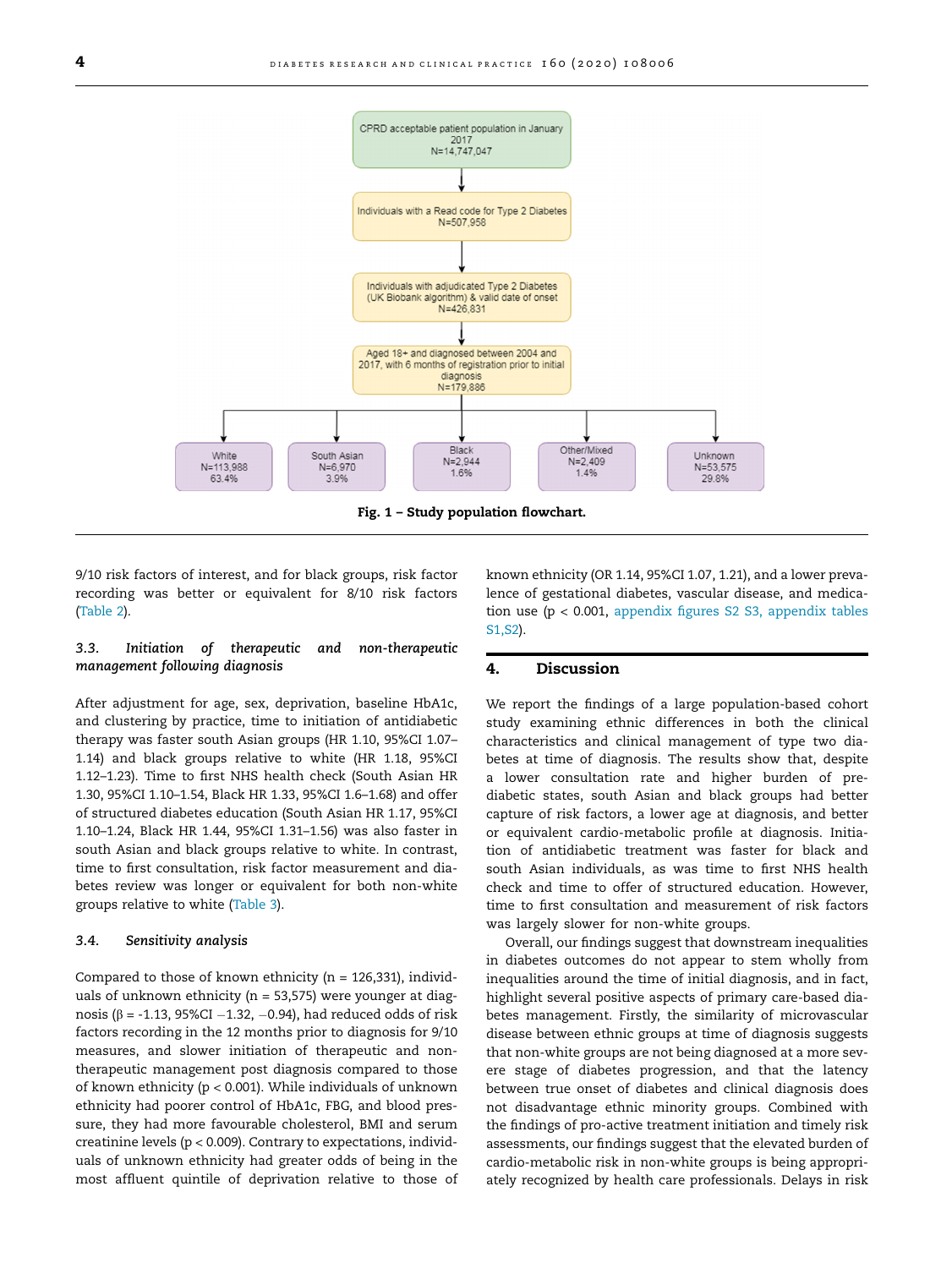CPRD acceptable patient population in January 2017
N=14,747,047

Individuals with a Read code for Type 2 Diabetes
N=507,958

Individuals with adjudicated Type 2 Diabetes (UK Biobank algorithm) & valid date of onset
N=426,831

Aged 18+ and diagnosed between 2004 and 2017, with 6 months of registration prior to initial diagnosis
N=179,886

White
N=113,988
63.4%

South Asian
N=6,970
3.9%

Black
N=2,944
1.6%

Other/Mixed
N=2,409
1.4%

Unknown
N=53,575
29.8%

**Fig. 1 – Study population flowchart.**

9/10 risk factors of interest, and for black groups, risk factor recording was better or equivalent for 8/10 risk factors (Table 2).

### 3.3. *Initiation of therapeutic and non-therapeutic management following diagnosis*

After adjustment for age, sex, deprivation, baseline HbA1c, and clustering by practice, time to initiation of antidiabetic therapy was faster south Asian groups (HR 1.10, 95%CI 1.07–1.14) and black groups relative to white (HR 1.18, 95%CI 1.12–1.23). Time to first NHS health check (South Asian HR 1.30, 95%CI 1.10–1.54, Black HR 1.33, 95%CI 1.6–1.68) and offer of structured diabetes education (South Asian HR 1.17, 95%CI 1.10–1.24, Black HR 1.44, 95%CI 1.31–1.56) was also faster in south Asian and black groups relative to white. In contrast, time to first consultation, risk factor measurement and diabetes review was longer or equivalent for both non-white groups relative to white (Table 3).

### 3.4. *Sensitivity analysis*

Compared to those of known ethnicity (n = 126,331), individuals of unknown ethnicity (n = 53,575) were younger at diagnosis (β = -1.13, 95%CI −1.32, −0.94), had reduced odds of risk factors recording in the 12 months prior to diagnosis for 9/10 measures, and slower initiation of therapeutic and non-therapeutic management post diagnosis compared to those of known ethnicity ($p < 0.001$). While individuals of unknown ethnicity had poorer control of HbA1c, FBG, and blood pressure, they had more favourable cholesterol, BMI and serum creatinine levels ($p < 0.009$). Contrary to expectations, individuals of unknown ethnicity had greater odds of being in the most affluent quintile of deprivation relative to those of known ethnicity (OR 1.14, 95%CI 1.07, 1.21), and a lower prevalence of gestational diabetes, vascular disease, and medication use ($p < 0.001$, appendix figures S2 S3, appendix tables S1,S2).

## 4. Discussion

We report the findings of a large population-based cohort study examining ethnic differences in both the clinical characteristics and clinical management of type two diabetes at time of diagnosis. The results show that, despite a lower consultation rate and higher burden of pre-diabetic states, south Asian and black groups had better capture of risk factors, a lower age at diagnosis, and better or equivalent cardio-metabolic profile at diagnosis. Initiation of antidiabetic treatment was faster for black and south Asian individuals, as was time to first NHS health check and time to offer of structured education. However, time to first consultation and measurement of risk factors was largely slower for non-white groups.

Overall, our findings suggest that downstream inequalities in diabetes outcomes do not appear to stem wholly from inequalities around the time of initial diagnosis, and in fact, highlight several positive aspects of primary care-based diabetes management. Firstly, the similarity of microvascular disease between ethnic groups at time of diagnosis suggests that non-white groups are not being diagnosed at a more severe stage of diabetes progression, and that the latency between true onset of diabetes and clinical diagnosis does not disadvantage ethnic minority groups. Combined with the findings of pro-active treatment initiation and timely risk assessments, our findings suggest that the elevated burden of cardio-metabolic risk in non-white groups is being appropriately recognized by health care professionals. Delays in risk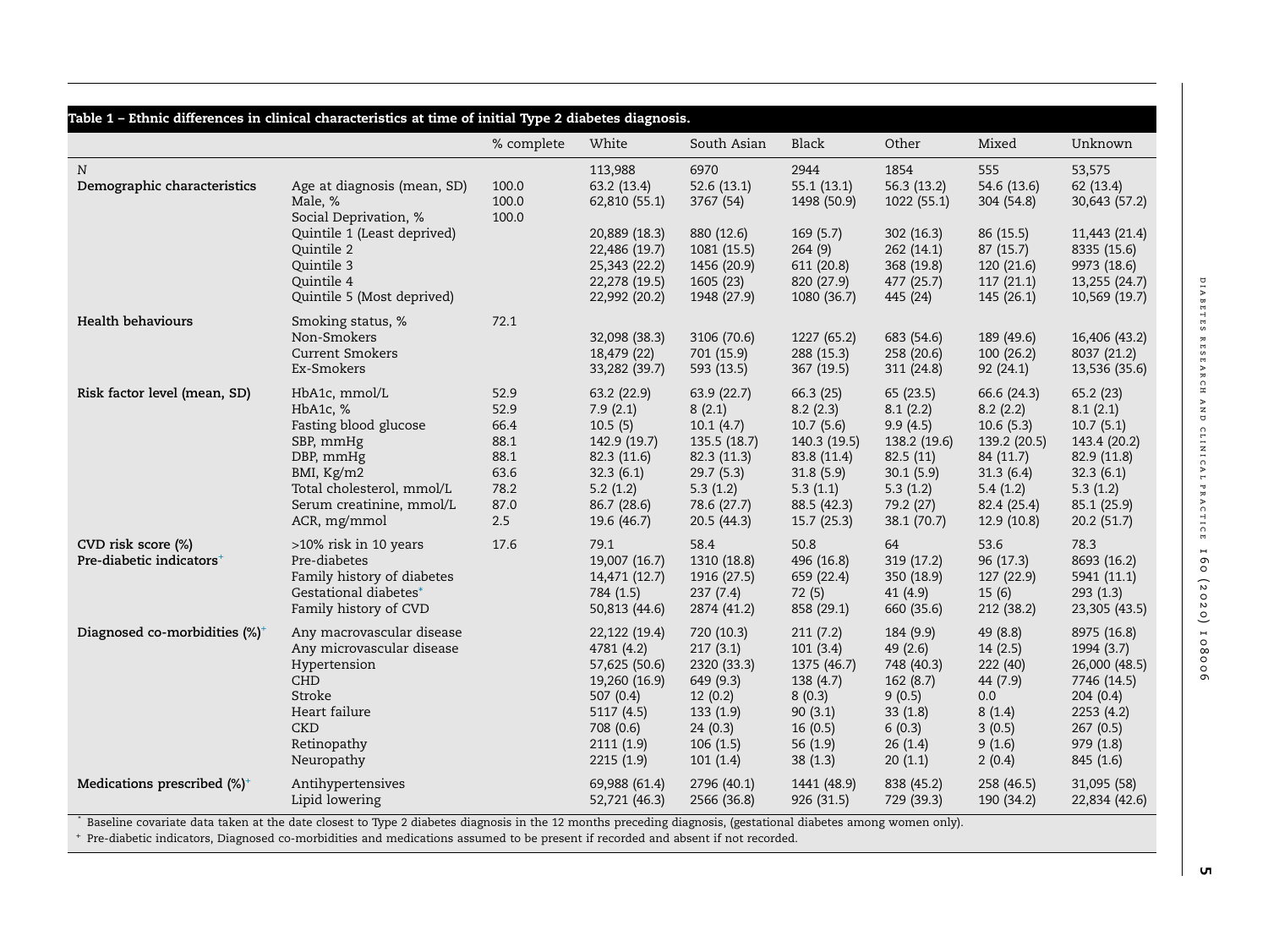**Table 1 – Ethnic differences in clinical characteristics at time of initial Type 2 diabetes diagnosis.**

| | | % complete | White | South Asian | Black | Other | Mixed | Unknown |
|---|---|---|---|---|---|---|---|---|
| N | | | 113,988 | 6970 | 2944 | 1854 | 555 | 53,575 |
| Demographic characteristics | Age at diagnosis (mean, SD) | 100.0 | 63.2 (13.4) | 52.6 (13.1) | 55.1 (13.1) | 56.3 (13.2) | 54.6 (13.6) | 62 (13.4) |
| | Male, % | 100.0 | 62,810 (55.1) | 3767 (54) | 1498 (50.9) | 1022 (55.1) | 304 (54.8) | 30,643 (57.2) |
| | Social Deprivation, % | 100.0 | | | | | | |
| | Quintile 1 (Least deprived) | | 20,889 (18.3) | 880 (12.6) | 169 (5.7) | 302 (16.3) | 86 (15.5) | 11,443 (21.4) |
| | Quintile 2 | | 22,486 (19.7) | 1081 (15.5) | 264 (9) | 262 (14.1) | 87 (15.7) | 8335 (15.6) |
| | Quintile 3 | | 25,343 (22.2) | 1456 (20.9) | 611 (20.8) | 368 (19.8) | 120 (21.6) | 9973 (18.6) |
| | Quintile 4 | | 22,278 (19.5) | 1605 (23) | 820 (27.9) | 477 (25.7) | 117 (21.1) | 13,255 (24.7) |
| | Quintile 5 (Most deprived) | | 22,992 (20.2) | 1948 (27.9) | 1080 (36.7) | 445 (24) | 145 (26.1) | 10,569 (19.7) |
| Health behaviours | Smoking status, % | 72.1 | | | | | | |
| | Non-Smokers | | 32,098 (38.3) | 3106 (70.6) | 1227 (65.2) | 683 (54.6) | 189 (49.6) | 16,406 (43.2) |
| | Current Smokers | | 18,479 (22) | 701 (15.9) | 288 (15.3) | 258 (20.6) | 100 (26.2) | 8037 (21.2) |
| | Ex-Smokers | | 33,282 (39.7) | 593 (13.5) | 367 (19.5) | 311 (24.8) | 92 (24.1) | 13,536 (35.6) |
| Risk factor level (mean, SD) | HbA1c, mmol/L | 52.9 | 63.2 (22.9) | 63.9 (22.7) | 66.3 (25) | 65 (23.5) | 66.6 (24.3) | 65.2 (23) |
| | HbA1c, % | 52.9 | 7.9 (2.1) | 8 (2.1) | 8.2 (2.3) | 8.1 (2.2) | 8.2 (2.2) | 8.1 (2.1) |
| | Fasting blood glucose | 66.4 | 10.5 (5) | 10.1 (4.7) | 10.7 (5.6) | 9.9 (4.5) | 10.6 (5.3) | 10.7 (5.1) |
| | SBP, mmHg | 88.1 | 142.9 (19.7) | 135.5 (18.7) | 140.3 (19.5) | 138.2 (19.6) | 139.2 (20.5) | 143.4 (20.2) |
| | DBP, mmHg | 88.1 | 82.3 (11.6) | 82.3 (11.3) | 83.8 (11.4) | 82.5 (11) | 84 (11.7) | 82.9 (11.8) |
| | BMI, Kg/m2 | 63.6 | 32.3 (6.1) | 29.7 (5.3) | 31.8 (5.9) | 30.1 (5.9) | 31.3 (6.4) | 32.3 (6.1) |
| | Total cholesterol, mmol/L | 78.2 | 5.2 (1.2) | 5.3 (1.2) | 5.3 (1.1) | 5.3 (1.2) | 5.4 (1.2) | 5.3 (1.2) |
| | Serum creatinine, mmol/L | 87.0 | 86.7 (28.6) | 78.6 (27.7) | 88.5 (42.3) | 79.2 (27) | 82.4 (25.4) | 85.1 (25.9) |
| | ACR, mg/mmol | 2.5 | 19.6 (46.7) | 20.5 (44.3) | 15.7 (25.3) | 38.1 (70.7) | 12.9 (10.8) | 20.2 (51.7) |
| CVD risk score (%) | >10% risk in 10 years | 17.6 | 79.1 | 58.4 | 50.8 | 64 | 53.6 | 78.3 |
| Pre-diabetic indicators[+] | Pre-diabetes | | 19,007 (16.7) | 1310 (18.8) | 496 (16.8) | 319 (17.2) | 96 (17.3) | 8693 (16.2) |
| | Family history of diabetes | | 14,471 (12.7) | 1916 (27.5) | 659 (22.4) | 350 (18.9) | 127 (22.9) | 5941 (11.1) |
| | Gestational diabetes[*] | | 784 (1.5) | 237 (7.4) | 72 (5) | 41 (4.9) | 15 (6) | 293 (1.3) |
| | Family history of CVD | | 50,813 (44.6) | 2874 (41.2) | 858 (29.1) | 660 (35.6) | 212 (38.2) | 23,305 (43.5) |
| Diagnosed co-morbidities (%)[+] | Any macrovascular disease | | 22,122 (19.4) | 720 (10.3) | 211 (7.2) | 184 (9.9) | 49 (8.8) | 8975 (16.8) |
| | Any microvascular disease | | 4781 (4.2) | 217 (3.1) | 101 (3.4) | 49 (2.6) | 14 (2.5) | 1994 (3.7) |
| | Hypertension | | 57,625 (50.6) | 2320 (33.3) | 1375 (46.7) | 748 (40.3) | 222 (40) | 26,000 (48.5) |
| | CHD | | 19,260 (16.9) | 649 (9.3) | 138 (4.7) | 162 (8.7) | 44 (7.9) | 7746 (14.5) |
| | Stroke | | 507 (0.4) | 12 (0.2) | 8 (0.3) | 9 (0.5) | 0.0 | 204 (0.4) |
| | Heart failure | | 5117 (4.5) | 133 (1.9) | 90 (3.1) | 33 (1.8) | 8 (1.4) | 2253 (4.2) |
| | CKD | | 708 (0.6) | 24 (0.3) | 16 (0.5) | 6 (0.3) | 3 (0.5) | 267 (0.5) |
| | Retinopathy | | 2111 (1.9) | 106 (1.5) | 56 (1.9) | 26 (1.4) | 9 (1.6) | 979 (1.8) |
| | Neuropathy | | 2215 (1.9) | 101 (1.4) | 38 (1.3) | 20 (1.1) | 2 (0.4) | 845 (1.6) |
| Medications prescribed (%)[+] | Antihypertensives | | 69,988 (61.4) | 2796 (40.1) | 1441 (48.9) | 838 (45.2) | 258 (46.5) | 31,095 (58) |
| | Lipid lowering | | 52,721 (46.3) | 2566 (36.8) | 926 (31.5) | 729 (39.3) | 190 (34.2) | 22,834 (42.6) |

[*] Baseline covariate data taken at the date closest to Type 2 diabetes diagnosis in the 12 months preceding diagnosis, (gestational diabetes among women only).

[+] Pre-diabetic indicators, Diagnosed co-morbidities and medications assumed to be present if recorded and absent if not recorded.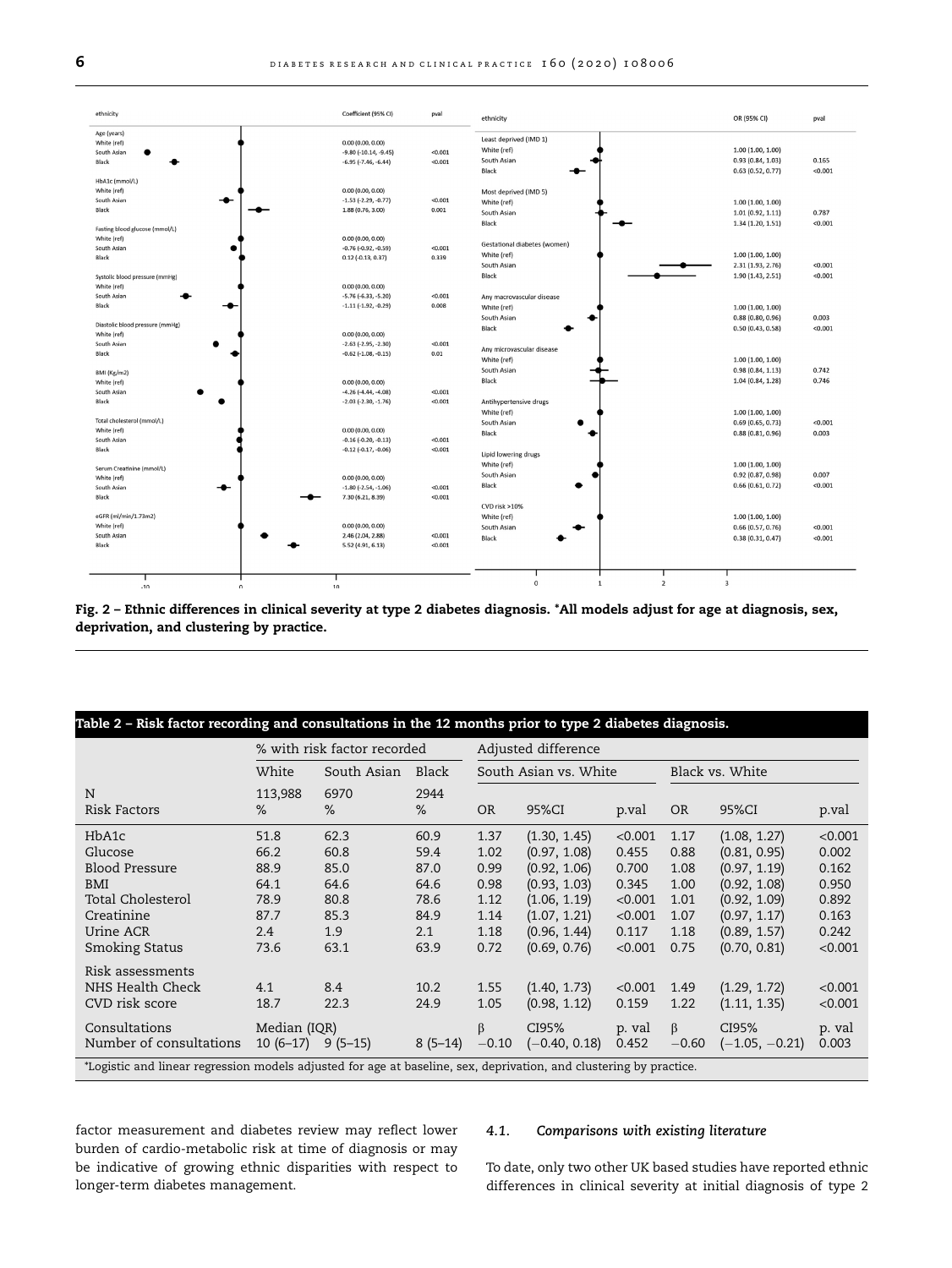ethnicity Coefficient (95% CI) pval

Age (years)
White (ref) 0.00 (0.00, 0.00)
South Asian -9.80 (-10.14, -9.45) <0.001
Black -6.95 (-7.46, -6.44) <0.001

HbA1c (mmol/L)
White (ref) 0.00 (0.00, 0.00)
South Asian -1.53 (-2.29, -0.77) <0.001
Black 1.88 (0.76, 3.00) 0.001

Fasting blood glucose (mmol/L)
White (ref) 0.00 (0.00, 0.00)
South Asian -0.76 (-0.92, -0.59) <0.001
Black 0.12 (-0.13, 0.37) 0.339

Systolic blood pressure (mmHg)
White (ref) 0.00 (0.00, 0.00)
South Asian -5.76 (-6.33, -5.20) <0.001
Black -1.11 (-1.92, -0.29) 0.008

Diastolic blood pressure (mmHg)
White (ref) 0.00 (0.00, 0.00)
South Asian -2.63 (-2.95, -2.30) <0.001
Black -0.62 (-1.08, -0.15) 0.01

BMI (Kg/m2)
White (ref) 0.00 (0.00, 0.00)
South Asian -4.26 (-4.44, -4.08) <0.001
Black -2.03 (-2.30, -1.76) <0.001

Total cholesterol (mmol/L)
White (ref) 0.00 (0.00, 0.00)
South Asian -0.16 (-0.20, -0.13) <0.001
Black -0.12 (-0.17, -0.06) <0.001

Serum Creatinine (mmol/L)
White (ref) 0.00 (0.00, 0.00)
South Asian -1.80 (-2.54, -1.06) <0.001
Black 7.30 (6.21, 8.39) <0.001

eGFR (ml/min/1.73m2)
White (ref) 0.00 (0.00, 0.00)
South Asian 2.46 (2.04, 2.88) <0.001
Black 5.52 (4.91, 6.13) <0.001

-10 0 10

ethnicity OR (95% CI) pval

Least deprived (IMD 1)
White (ref) 1.00 (1.00, 1.00)
South Asian 0.93 (0.84, 1.03) 0.165
Black 0.63 (0.52, 0.77) <0.001

Most deprived (IMD 5)
White (ref) 1.00 (1.00, 1.00)
South Asian 1.01 (0.92, 1.11) 0.787
Black 1.34 (1.20, 1.51) <0.001

Gestational diabetes (women)
White (ref) 1.00 (1.00, 1.00)
South Asian 2.31 (1.93, 2.76) <0.001
Black 1.90 (1.43, 2.51) <0.001

Any macrovascular disease
White (ref) 1.00 (1.00, 1.00)
South Asian 0.88 (0.80, 0.96) 0.003
Black 0.50 (0.43, 0.58) <0.001

Any microvascular disease
White (ref) 1.00 (1.00, 1.00)
South Asian 0.98 (0.84, 1.13) 0.742
Black 1.04 (0.84, 1.28) 0.746

Antihypertensive drugs
White (ref) 1.00 (1.00, 1.00)
South Asian 0.69 (0.65, 0.73) <0.001
Black 0.88 (0.81, 0.96) 0.003

Lipid lowering drugs
White (ref) 1.00 (1.00, 1.00)
South Asian 0.92 (0.87, 0.98) 0.007
Black 0.66 (0.61, 0.72) <0.001

CVD risk >10%
White (ref) 1.00 (1.00, 1.00)
South Asian 0.66 (0.57, 0.76) <0.001
Black 0.38 (0.31, 0.47) <0.001

0 1 2 3

**Fig. 2 – Ethnic differences in clinical severity at type 2 diabetes diagnosis. \*All models adjust for age at diagnosis, sex, deprivation, and clustering by practice.**

**Table 2 – Risk factor recording and consultations in the 12 months prior to type 2 diabetes diagnosis.**

| | % with risk factor recorded | | | Adjusted difference | | | | | |
|---|---|---|---|---|---|---|---|---|---|
| | White | South Asian | Black | South Asian vs. White | | | Black vs. White | | |
| N | 113,988 | 6970 | 2944 | | | | | | |
| Risk Factors | % | % | % | OR | 95%CI | p.val | OR | 95%CI | p.val |
| HbA1c | 51.8 | 62.3 | 60.9 | 1.37 | (1.30, 1.45) | <0.001 | 1.17 | (1.08, 1.27) | <0.001 |
| Glucose | 66.2 | 60.8 | 59.4 | 1.02 | (0.97, 1.08) | 0.455 | 0.88 | (0.81, 0.95) | 0.002 |
| Blood Pressure | 88.9 | 85.0 | 87.0 | 0.99 | (0.92, 1.06) | 0.700 | 1.08 | (0.97, 1.19) | 0.162 |
| BMI | 64.1 | 64.6 | 64.6 | 0.98 | (0.93, 1.03) | 0.345 | 1.00 | (0.92, 1.08) | 0.950 |
| Total Cholesterol | 78.9 | 80.8 | 78.6 | 1.12 | (1.06, 1.19) | <0.001 | 1.01 | (0.92, 1.09) | 0.892 |
| Creatinine | 87.7 | 85.3 | 84.9 | 1.14 | (1.07, 1.21) | <0.001 | 1.07 | (0.97, 1.17) | 0.163 |
| Urine ACR | 2.4 | 1.9 | 2.1 | 1.18 | (0.96, 1.44) | 0.117 | 1.18 | (0.89, 1.57) | 0.242 |
| Smoking Status | 73.6 | 63.1 | 63.9 | 0.72 | (0.69, 0.76) | <0.001 | 0.75 | (0.70, 0.81) | <0.001 |
| Risk assessments | | | | | | | | | |
| NHS Health Check | 4.1 | 8.4 | 10.2 | 1.55 | (1.40, 1.73) | <0.001 | 1.49 | (1.29, 1.72) | <0.001 |
| CVD risk score | 18.7 | 22.3 | 24.9 | 1.05 | (0.98, 1.12) | 0.159 | 1.22 | (1.11, 1.35) | <0.001 |
| Consultations | Median (IQR) | | | β | CI95% | p. val | β | CI95% | p. val |
| Number of consultations | 10 (6–17) | 9 (5–15) | 8 (5–14) | −0.10 | (−0.40, 0.18) | 0.452 | −0.60 | (−1.05, −0.21) | 0.003 |

\*Logistic and linear regression models adjusted for age at baseline, sex, deprivation, and clustering by practice.

factor measurement and diabetes review may reflect lower burden of cardio-metabolic risk at time of diagnosis or may be indicative of growing ethnic disparities with respect to longer-term diabetes management.

### 4.1. Comparisons with existing literature

To date, only two other UK based studies have reported ethnic differences in clinical severity at initial diagnosis of type 2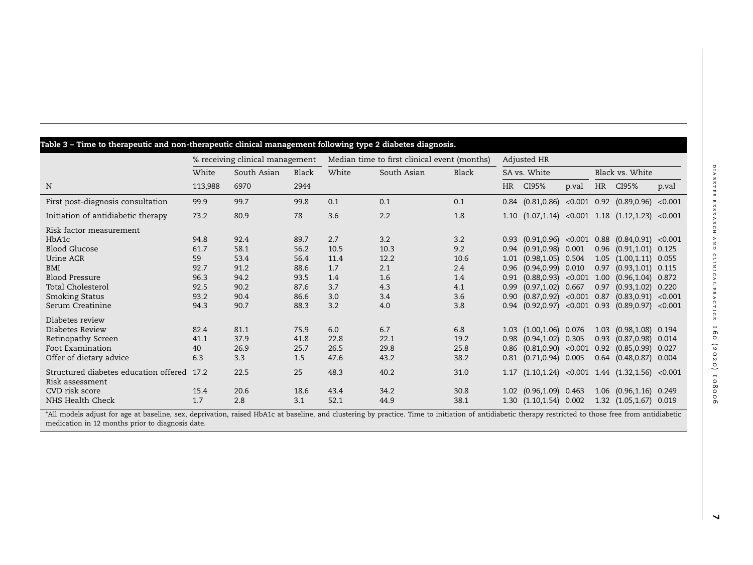**Table 3 – Time to therapeutic and non-therapeutic clinical management following type 2 diabetes diagnosis.**

| | % receiving clinical management | | | Median time to first clinical event (months) | | | Adjusted HR | | | | | |
|---|---|---|---|---|---|---|---|---|---|---|---|---|
| | White | South Asian | Black | White | South Asian | Black | SA vs. White | | | Black vs. White | | |
| N | 113,988 | 6970 | 2944 | | | | HR | CI95% | p.val | HR | CI95% | p.val |
| First post-diagnosis consultation | 99.9 | 99.7 | 99.8 | 0.1 | 0.1 | 0.1 | 0.84 | (0.81,0.86) | <0.001 | 0.92 | (0.89,0.96) | <0.001 |
| Initiation of antidiabetic therapy | 73.2 | 80.9 | 78 | 3.6 | 2.2 | 1.8 | 1.10 | (1.07,1.14) | <0.001 | 1.18 | (1.12,1.23) | <0.001 |
| Risk factor measurement | | | | | | | | | | | | |
| HbA1c | 94.8 | 92.4 | 89.7 | 2.7 | 3.2 | 3.2 | 0.93 | (0.91,0.96) | <0.001 | 0.88 | (0.84,0.91) | <0.001 |
| Blood Glucose | 61.7 | 58.1 | 56.2 | 10.5 | 10.3 | 9.2 | 0.94 | (0.91,0.98) | 0.001 | 0.96 | (0.91,1.01) | 0.125 |
| Urine ACR | 59 | 53.4 | 56.4 | 11.4 | 12.2 | 10.6 | 1.01 | (0.98,1.05) | 0.504 | 1.05 | (1.00,1.11) | 0.055 |
| BMI | 92.7 | 91.2 | 88.6 | 1.7 | 2.1 | 2.4 | 0.96 | (0.94,0.99) | 0.010 | 0.97 | (0.93,1.01) | 0.115 |
| Blood Pressure | 96.3 | 94.2 | 93.5 | 1.4 | 1.6 | 1.4 | 0.91 | (0.88,0.93) | <0.001 | 1.00 | (0.96,1.04) | 0.872 |
| Total Cholesterol | 92.5 | 90.2 | 87.6 | 3.7 | 4.3 | 4.1 | 0.99 | (0.97,1.02) | 0.667 | 0.97 | (0.93,1.02) | 0.220 |
| Smoking Status | 93.2 | 90.4 | 86.6 | 3.0 | 3.4 | 3.6 | 0.90 | (0.87,0.92) | <0.001 | 0.87 | (0.83,0.91) | <0.001 |
| Serum Creatinine | 94.3 | 90.7 | 88.3 | 3.2 | 4.0 | 3.8 | 0.94 | (0.92,0.97) | <0.001 | 0.93 | (0.89,0.97) | <0.001 |
| Diabetes review | | | | | | | | | | | | |
| Diabetes Review | 82.4 | 81.1 | 75.9 | 6.0 | 6.7 | 6.8 | 1.03 | (1.00,1.06) | 0.076 | 1.03 | (0.98,1.08) | 0.194 |
| Retinopathy Screen | 41.1 | 37.9 | 41.8 | 22.8 | 22.1 | 19.2 | 0.98 | (0.94,1.02) | 0.305 | 0.93 | (0.87,0.98) | 0.014 |
| Foot Examination | 40 | 26.9 | 25.7 | 26.5 | 29.8 | 25.8 | 0.86 | (0.81,0.90) | <0.001 | 0.92 | (0.85,0.99) | 0.027 |
| Offer of dietary advice | 6.3 | 3.3 | 1.5 | 47.6 | 43.2 | 38.2 | 0.81 | (0.71,0.94) | 0.005 | 0.64 | (0.48,0.87) | 0.004 |
| Structured diabetes education offered | 17.2 | 22.5 | 25 | 48.3 | 40.2 | 31.0 | 1.17 | (1.10,1.24) | <0.001 | 1.44 | (1.32,1.56) | <0.001 |
| Risk assessment | | | | | | | | | | | | |
| CVD risk score | 15.4 | 20.6 | 18.6 | 43.4 | 34.2 | 30.8 | 1.02 | (0.96,1.09) | 0.463 | 1.06 | (0.96,1.16) | 0.249 |
| NHS Health Check | 1.7 | 2.8 | 3.1 | 52.1 | 44.9 | 38.1 | 1.30 | (1.10,1.54) | 0.002 | 1.32 | (1.05,1.67) | 0.019 |

*All models adjust for age at baseline, sex, deprivation, raised HbA1c at baseline, and clustering by practice. Time to initiation of antidiabetic therapy restricted to those free from antidiabetic medication in 12 months prior to diagnosis date.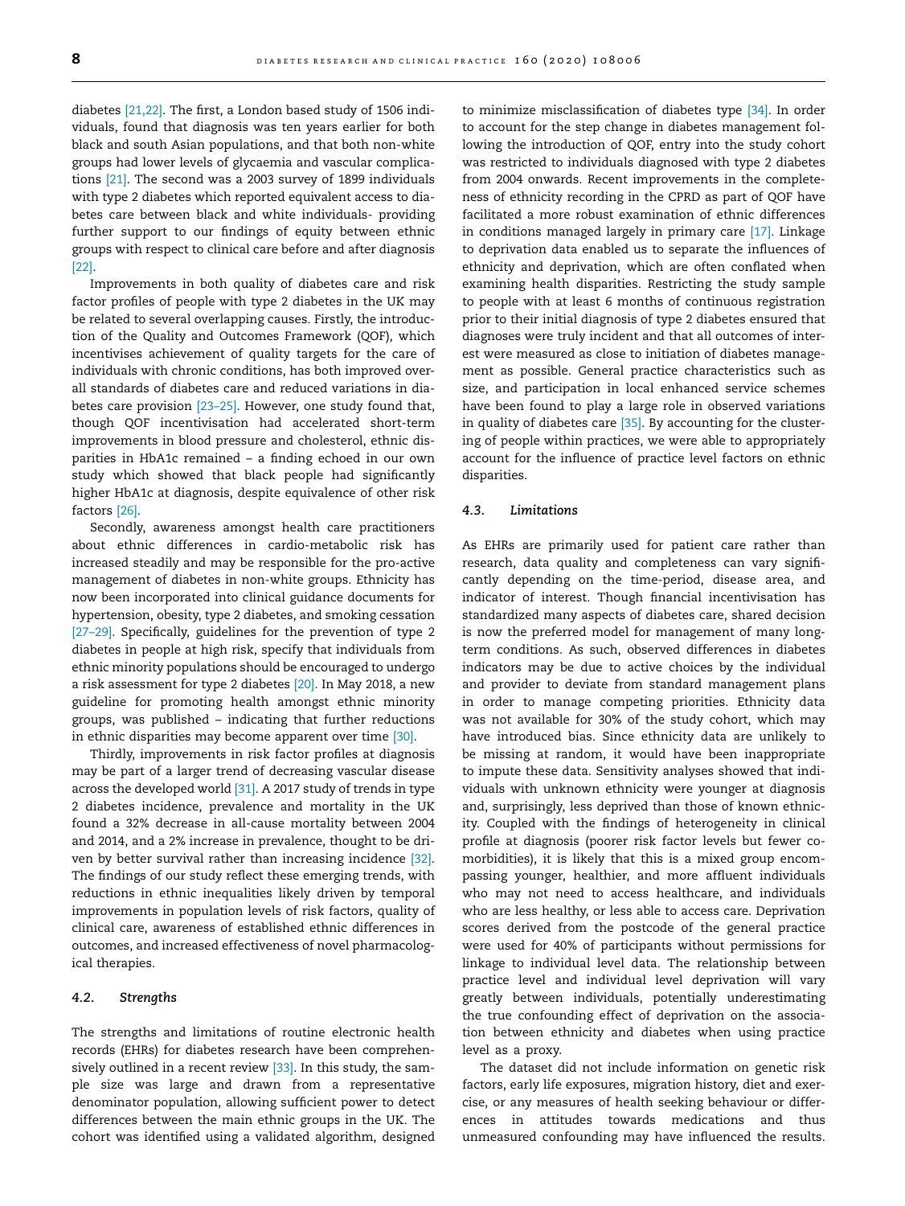diabetes [21,22]. The first, a London based study of 1506 individuals, found that diagnosis was ten years earlier for both black and south Asian populations, and that both non-white groups had lower levels of glycaemia and vascular complications [21]. The second was a 2003 survey of 1899 individuals with type 2 diabetes which reported equivalent access to diabetes care between black and white individuals- providing further support to our findings of equity between ethnic groups with respect to clinical care before and after diagnosis [22].

Improvements in both quality of diabetes care and risk factor profiles of people with type 2 diabetes in the UK may be related to several overlapping causes. Firstly, the introduction of the Quality and Outcomes Framework (QOF), which incentivises achievement of quality targets for the care of individuals with chronic conditions, has both improved overall standards of diabetes care and reduced variations in diabetes care provision [23–25]. However, one study found that, though QOF incentivisation had accelerated short-term improvements in blood pressure and cholesterol, ethnic disparities in HbA1c remained – a finding echoed in our own study which showed that black people had significantly higher HbA1c at diagnosis, despite equivalence of other risk factors [26].

Secondly, awareness amongst health care practitioners about ethnic differences in cardio-metabolic risk has increased steadily and may be responsible for the pro-active management of diabetes in non-white groups. Ethnicity has now been incorporated into clinical guidance documents for hypertension, obesity, type 2 diabetes, and smoking cessation [27–29]. Specifically, guidelines for the prevention of type 2 diabetes in people at high risk, specify that individuals from ethnic minority populations should be encouraged to undergo a risk assessment for type 2 diabetes [20]. In May 2018, a new guideline for promoting health amongst ethnic minority groups, was published – indicating that further reductions in ethnic disparities may become apparent over time [30].

Thirdly, improvements in risk factor profiles at diagnosis may be part of a larger trend of decreasing vascular disease across the developed world [31]. A 2017 study of trends in type 2 diabetes incidence, prevalence and mortality in the UK found a 32% decrease in all-cause mortality between 2004 and 2014, and a 2% increase in prevalence, thought to be driven by better survival rather than increasing incidence [32]. The findings of our study reflect these emerging trends, with reductions in ethnic inequalities likely driven by temporal improvements in population levels of risk factors, quality of clinical care, awareness of established ethnic differences in outcomes, and increased effectiveness of novel pharmacological therapies.

### 4.2. Strengths

The strengths and limitations of routine electronic health records (EHRs) for diabetes research have been comprehensively outlined in a recent review [33]. In this study, the sample size was large and drawn from a representative denominator population, allowing sufficient power to detect differences between the main ethnic groups in the UK. The cohort was identified using a validated algorithm, designed to minimize misclassification of diabetes type [34]. In order to account for the step change in diabetes management following the introduction of QOF, entry into the study cohort was restricted to individuals diagnosed with type 2 diabetes from 2004 onwards. Recent improvements in the completeness of ethnicity recording in the CPRD as part of QOF have facilitated a more robust examination of ethnic differences in conditions managed largely in primary care [17]. Linkage to deprivation data enabled us to separate the influences of ethnicity and deprivation, which are often conflated when examining health disparities. Restricting the study sample to people with at least 6 months of continuous registration prior to their initial diagnosis of type 2 diabetes ensured that diagnoses were truly incident and that all outcomes of interest were measured as close to initiation of diabetes management as possible. General practice characteristics such as size, and participation in local enhanced service schemes have been found to play a large role in observed variations in quality of diabetes care [35]. By accounting for the clustering of people within practices, we were able to appropriately account for the influence of practice level factors on ethnic disparities.

### 4.3. Limitations

As EHRs are primarily used for patient care rather than research, data quality and completeness can vary significantly depending on the time-period, disease area, and indicator of interest. Though financial incentivisation has standardized many aspects of diabetes care, shared decision is now the preferred model for management of many long-term conditions. As such, observed differences in diabetes indicators may be due to active choices by the individual and provider to deviate from standard management plans in order to manage competing priorities. Ethnicity data was not available for 30% of the study cohort, which may have introduced bias. Since ethnicity data are unlikely to be missing at random, it would have been inappropriate to impute these data. Sensitivity analyses showed that individuals with unknown ethnicity were younger at diagnosis and, surprisingly, less deprived than those of known ethnicity. Coupled with the findings of heterogeneity in clinical profile at diagnosis (poorer risk factor levels but fewer co-morbidities), it is likely that this is a mixed group encompassing younger, healthier, and more affluent individuals who may not need to access healthcare, and individuals who are less healthy, or less able to access care. Deprivation scores derived from the postcode of the general practice were used for 40% of participants without permissions for linkage to individual level data. The relationship between practice level and individual level deprivation will vary greatly between individuals, potentially underestimating the true confounding effect of deprivation on the association between ethnicity and diabetes when using practice level as a proxy.

The dataset did not include information on genetic risk factors, early life exposures, migration history, diet and exercise, or any measures of health seeking behaviour or differences in attitudes towards medications and thus unmeasured confounding may have influenced the results.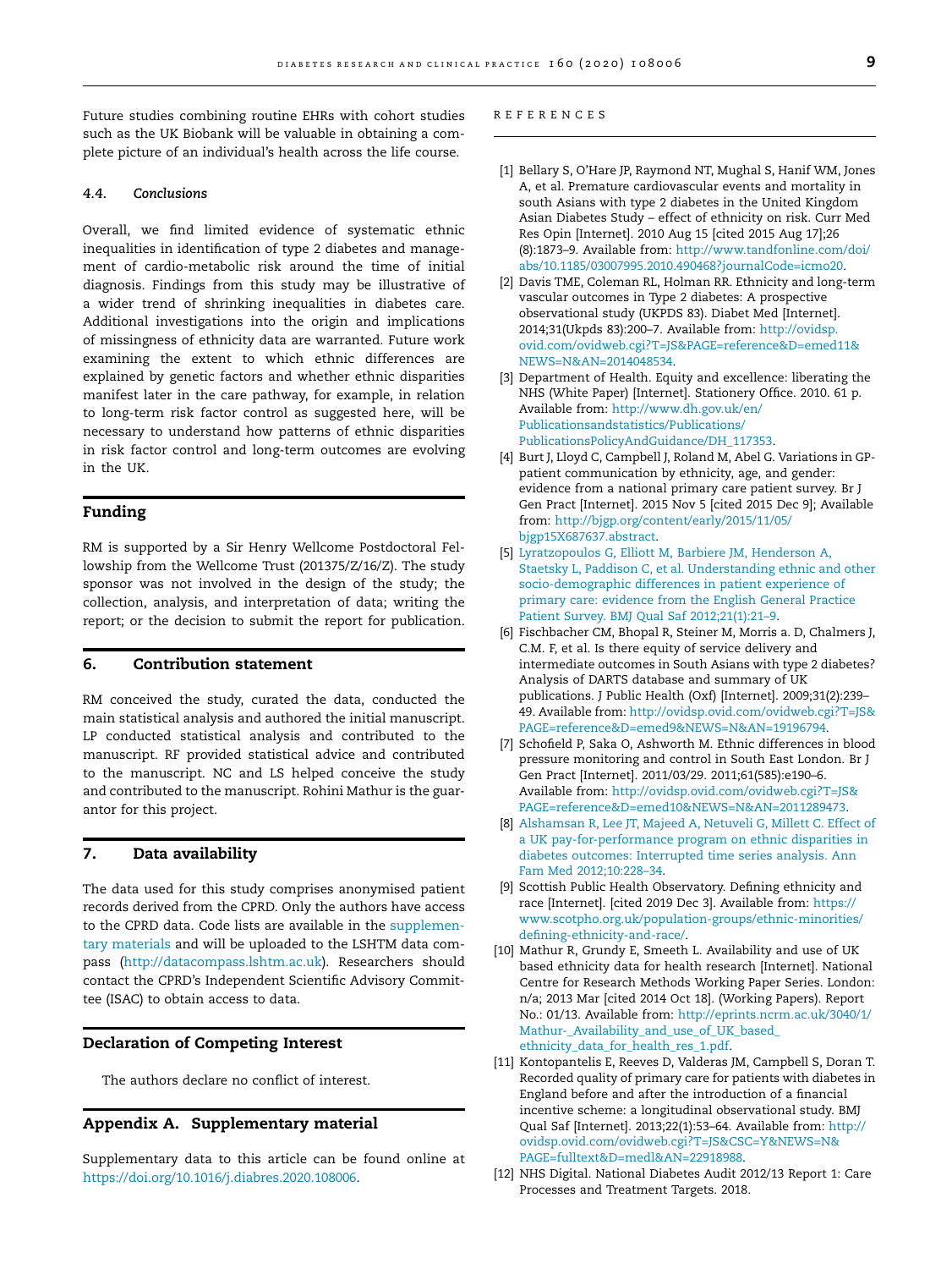Future studies combining routine EHRs with cohort studies such as the UK Biobank will be valuable in obtaining a complete picture of an individual's health across the life course.

### 4.4. Conclusions

Overall, we find limited evidence of systematic ethnic inequalities in identification of type 2 diabetes and management of cardio-metabolic risk around the time of initial diagnosis. Findings from this study may be illustrative of a wider trend of shrinking inequalities in diabetes care. Additional investigations into the origin and implications of missingness of ethnicity data are warranted. Future work examining the extent to which ethnic differences are explained by genetic factors and whether ethnic disparities manifest later in the care pathway, for example, in relation to long-term risk factor control as suggested here, will be necessary to understand how patterns of ethnic disparities in risk factor control and long-term outcomes are evolving in the UK.

## Funding

RM is supported by a Sir Henry Wellcome Postdoctoral Fellowship from the Wellcome Trust (201375/Z/16/Z). The study sponsor was not involved in the design of the study; the collection, analysis, and interpretation of data; writing the report; or the decision to submit the report for publication.

## 6. Contribution statement

RM conceived the study, curated the data, conducted the main statistical analysis and authored the initial manuscript. LP conducted statistical analysis and contributed to the manuscript. RF provided statistical advice and contributed to the manuscript. NC and LS helped conceive the study and contributed to the manuscript. Rohini Mathur is the guarantor for this project.

## 7. Data availability

The data used for this study comprises anonymised patient records derived from the CPRD. Only the authors have access to the CPRD data. Code lists are available in the supplementary materials and will be uploaded to the LSHTM data compass (http://datacompass.lshtm.ac.uk). Researchers should contact the CPRD's Independent Scientific Advisory Committee (ISAC) to obtain access to data.

## Declaration of Competing Interest

The authors declare no conflict of interest.

## Appendix A. Supplementary material

Supplementary data to this article can be found online at https://doi.org/10.1016/j.diabres.2020.108006.

## REFERENCES

[1] Bellary S, O'Hare JP, Raymond NT, Mughal S, Hanif WM, Jones A, et al. Premature cardiovascular events and mortality in south Asians with type 2 diabetes in the United Kingdom Asian Diabetes Study – effect of ethnicity on risk. Curr Med Res Opin [Internet]. 2010 Aug 15 [cited 2015 Aug 17];26 (8):1873–9. Available from: http://www.tandfonline.com/doi/abs/10.1185/03007995.2010.490468?journalCode=icmo20.

[2] Davis TME, Coleman RL, Holman RR. Ethnicity and long-term vascular outcomes in Type 2 diabetes: A prospective observational study (UKPDS 83). Diabet Med [Internet]. 2014;31(Ukpds 83):200–7. Available from: http://ovidsp.ovid.com/ovidweb.cgi?T=JS&PAGE=reference&D=emed11&NEWS=N&AN=2014048534.

[3] Department of Health. Equity and excellence: liberating the NHS (White Paper) [Internet]. Stationery Office. 2010. 61 p. Available from: http://www.dh.gov.uk/en/Publicationsandstatistics/Publications/PublicationsPolicyAndGuidance/DH_117353.

[4] Burt J, Lloyd C, Campbell J, Roland M, Abel G. Variations in GP-patient communication by ethnicity, age, and gender: evidence from a national primary care patient survey. Br J Gen Pract [Internet]. 2015 Nov 5 [cited 2015 Dec 9]; Available from: http://bjgp.org/content/early/2015/11/05/bjgp15X687637.abstract.

[5] Lyratzopoulos G, Elliott M, Barbiere JM, Henderson A, Staetsky L, Paddison C, et al. Understanding ethnic and other socio-demographic differences in patient experience of primary care: evidence from the English General Practice Patient Survey. BMJ Qual Saf 2012;21(1):21–9.

[6] Fischbacher CM, Bhopal R, Steiner M, Morris a. D, Chalmers J, C.M. F, et al. Is there equity of service delivery and intermediate outcomes in South Asians with type 2 diabetes? Analysis of DARTS database and summary of UK publications. J Public Health (Oxf) [Internet]. 2009;31(2):239–49. Available from: http://ovidsp.ovid.com/ovidweb.cgi?T=JS&PAGE=reference&D=emed9&NEWS=N&AN=19196794.

[7] Schofield P, Saka O, Ashworth M. Ethnic differences in blood pressure monitoring and control in South East London. Br J Gen Pract [Internet]. 2011/03/29. 2011;61(585):e190–6. Available from: http://ovidsp.ovid.com/ovidweb.cgi?T=JS&PAGE=reference&D=emed10&NEWS=N&AN=2011289473.

[8] Alshamsan R, Lee JT, Majeed A, Netuveli G, Millett C. Effect of a UK pay-for-performance program on ethnic disparities in diabetes outcomes: Interrupted time series analysis. Ann Fam Med 2012;10:228–34.

[9] Scottish Public Health Observatory. Defining ethnicity and race [Internet]. [cited 2019 Dec 3]. Available from: https://www.scotpho.org.uk/population-groups/ethnic-minorities/defining-ethnicity-and-race/.

[10] Mathur R, Grundy E, Smeeth L. Availability and use of UK based ethnicity data for health research [Internet]. National Centre for Research Methods Working Paper Series. London: n/a; 2013 Mar [cited 2014 Oct 18]. (Working Papers). Report No.: 01/13. Available from: http://eprints.ncrm.ac.uk/3040/1/Mathur-_Availability_and_use_of_UK_based_ethnicity_data_for_health_res_1.pdf.

[11] Kontopantelis E, Reeves D, Valderas JM, Campbell S, Doran T. Recorded quality of primary care for patients with diabetes in England before and after the introduction of a financial incentive scheme: a longitudinal observational study. BMJ Qual Saf [Internet]. 2013;22(1):53–64. Available from: http://ovidsp.ovid.com/ovidweb.cgi?T=JS&CSC=Y&NEWS=N&PAGE=fulltext&D=medl&AN=22918988.

[12] NHS Digital. National Diabetes Audit 2012/13 Report 1: Care Processes and Treatment Targets. 2018.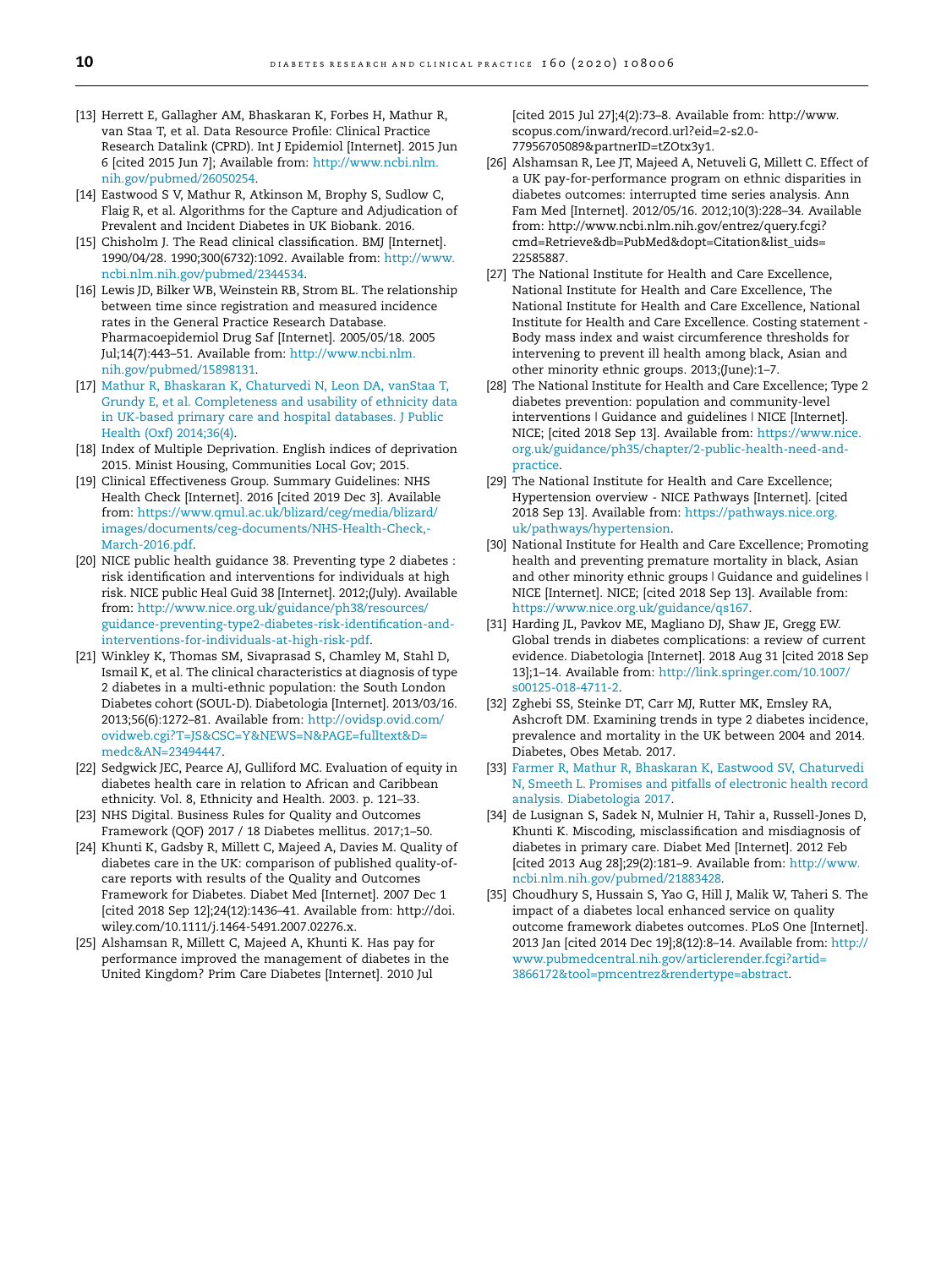[13] Herrett E, Gallagher AM, Bhaskaran K, Forbes H, Mathur R, van Staa T, et al. Data Resource Profile: Clinical Practice Research Datalink (CPRD). Int J Epidemiol [Internet]. 2015 Jun 6 [cited 2015 Jun 7]; Available from: http://www.ncbi.nlm.nih.gov/pubmed/26050254.

[14] Eastwood S V, Mathur R, Atkinson M, Brophy S, Sudlow C, Flaig R, et al. Algorithms for the Capture and Adjudication of Prevalent and Incident Diabetes in UK Biobank. 2016.

[15] Chisholm J. The Read clinical classification. BMJ [Internet]. 1990/04/28. 1990;300(6732):1092. Available from: http://www.ncbi.nlm.nih.gov/pubmed/2344534.

[16] Lewis JD, Bilker WB, Weinstein RB, Strom BL. The relationship between time since registration and measured incidence rates in the General Practice Research Database. Pharmacoepidemiol Drug Saf [Internet]. 2005/05/18. 2005 Jul;14(7):443–51. Available from: http://www.ncbi.nlm.nih.gov/pubmed/15898131.

[17] Mathur R, Bhaskaran K, Chaturvedi N, Leon DA, vanStaa T, Grundy E, et al. Completeness and usability of ethnicity data in UK-based primary care and hospital databases. J Public Health (Oxf) 2014;36(4).

[18] Index of Multiple Deprivation. English indices of deprivation 2015. Minist Housing, Communities Local Gov; 2015.

[19] Clinical Effectiveness Group. Summary Guidelines: NHS Health Check [Internet]. 2016 [cited 2019 Dec 3]. Available from: https://www.qmul.ac.uk/blizard/ceg/media/blizard/images/documents/ceg-documents/NHS-Health-Check,-March-2016.pdf.

[20] NICE public health guidance 38. Preventing type 2 diabetes : risk identification and interventions for individuals at high risk. NICE public Heal Guid 38 [Internet]. 2012;(July). Available from: http://www.nice.org.uk/guidance/ph38/resources/guidance-preventing-type2-diabetes-risk-identification-and-interventions-for-individuals-at-high-risk-pdf.

[21] Winkley K, Thomas SM, Sivaprasad S, Chamley M, Stahl D, Ismail K, et al. The clinical characteristics at diagnosis of type 2 diabetes in a multi-ethnic population: the South London Diabetes cohort (SOUL-D). Diabetologia [Internet]. 2013/03/16. 2013;56(6):1272–81. Available from: http://ovidsp.ovid.com/ovidweb.cgi?T=JS&CSC=Y&NEWS=N&PAGE=fulltext&D=medc&AN=23494447.

[22] Sedgwick JEC, Pearce AJ, Gulliford MC. Evaluation of equity in diabetes health care in relation to African and Caribbean ethnicity. Vol. 8, Ethnicity and Health. 2003. p. 121–33.

[23] NHS Digital. Business Rules for Quality and Outcomes Framework (QOF) 2017 / 18 Diabetes mellitus. 2017;1–50.

[24] Khunti K, Gadsby R, Millett C, Majeed A, Davies M. Quality of diabetes care in the UK: comparison of published quality-of-care reports with results of the Quality and Outcomes Framework for Diabetes. Diabet Med [Internet]. 2007 Dec 1 [cited 2018 Sep 12];24(12):1436–41. Available from: http://doi.wiley.com/10.1111/j.1464-5491.2007.02276.x.

[25] Alshamsan R, Millett C, Majeed A, Khunti K. Has pay for performance improved the management of diabetes in the United Kingdom? Prim Care Diabetes [Internet]. 2010 Jul [cited 2015 Jul 27];4(2):73–8. Available from: http://www.scopus.com/inward/record.url?eid=2-s2.0-77956705089&partnerID=tZOtx3y1.

[26] Alshamsan R, Lee JT, Majeed A, Netuveli G, Millett C. Effect of a UK pay-for-performance program on ethnic disparities in diabetes outcomes: interrupted time series analysis. Ann Fam Med [Internet]. 2012/05/16. 2012;10(3):228–34. Available from: http://www.ncbi.nlm.nih.gov/entrez/query.fcgi?cmd=Retrieve&db=PubMed&dopt=Citation&list_uids=22585887.

[27] The National Institute for Health and Care Excellence, National Institute for Health and Care Excellence, The National Institute for Health and Care Excellence, National Institute for Health and Care Excellence. Costing statement - Body mass index and waist circumference thresholds for intervening to prevent ill health among black, Asian and other minority ethnic groups. 2013;(June):1–7.

[28] The National Institute for Health and Care Excellence; Type 2 diabetes prevention: population and community-level interventions | Guidance and guidelines | NICE [Internet]. NICE; [cited 2018 Sep 13]. Available from: https://www.nice.org.uk/guidance/ph35/chapter/2-public-health-need-and-practice.

[29] The National Institute for Health and Care Excellence; Hypertension overview - NICE Pathways [Internet]. [cited 2018 Sep 13]. Available from: https://pathways.nice.org.uk/pathways/hypertension.

[30] National Institute for Health and Care Excellence; Promoting health and preventing premature mortality in black, Asian and other minority ethnic groups | Guidance and guidelines | NICE [Internet]. NICE; [cited 2018 Sep 13]. Available from: https://www.nice.org.uk/guidance/qs167.

[31] Harding JL, Pavkov ME, Magliano DJ, Shaw JE, Gregg EW. Global trends in diabetes complications: a review of current evidence. Diabetologia [Internet]. 2018 Aug 31 [cited 2018 Sep 13];1–14. Available from: http://link.springer.com/10.1007/s00125-018-4711-2.

[32] Zghebi SS, Steinke DT, Carr MJ, Rutter MK, Emsley RA, Ashcroft DM. Examining trends in type 2 diabetes incidence, prevalence and mortality in the UK between 2004 and 2014. Diabetes, Obes Metab. 2017.

[33] Farmer R, Mathur R, Bhaskaran K, Eastwood SV, Chaturvedi N, Smeeth L. Promises and pitfalls of electronic health record analysis. Diabetologia 2017.

[34] de Lusignan S, Sadek N, Mulnier H, Tahir a, Russell-Jones D, Khunti K. Miscoding, misclassification and misdiagnosis of diabetes in primary care. Diabet Med [Internet]. 2012 Feb [cited 2013 Aug 28];29(2):181–9. Available from: http://www.ncbi.nlm.nih.gov/pubmed/21883428.

[35] Choudhury S, Hussain S, Yao G, Hill J, Malik W, Taheri S. The impact of a diabetes local enhanced service on quality outcome framework diabetes outcomes. PLoS One [Internet]. 2013 Jan [cited 2014 Dec 19];8(12):8–14. Available from: http://www.pubmedcentral.nih.gov/articlerender.fcgi?artid=3866172&tool=pmcentrez&rendertype=abstract.